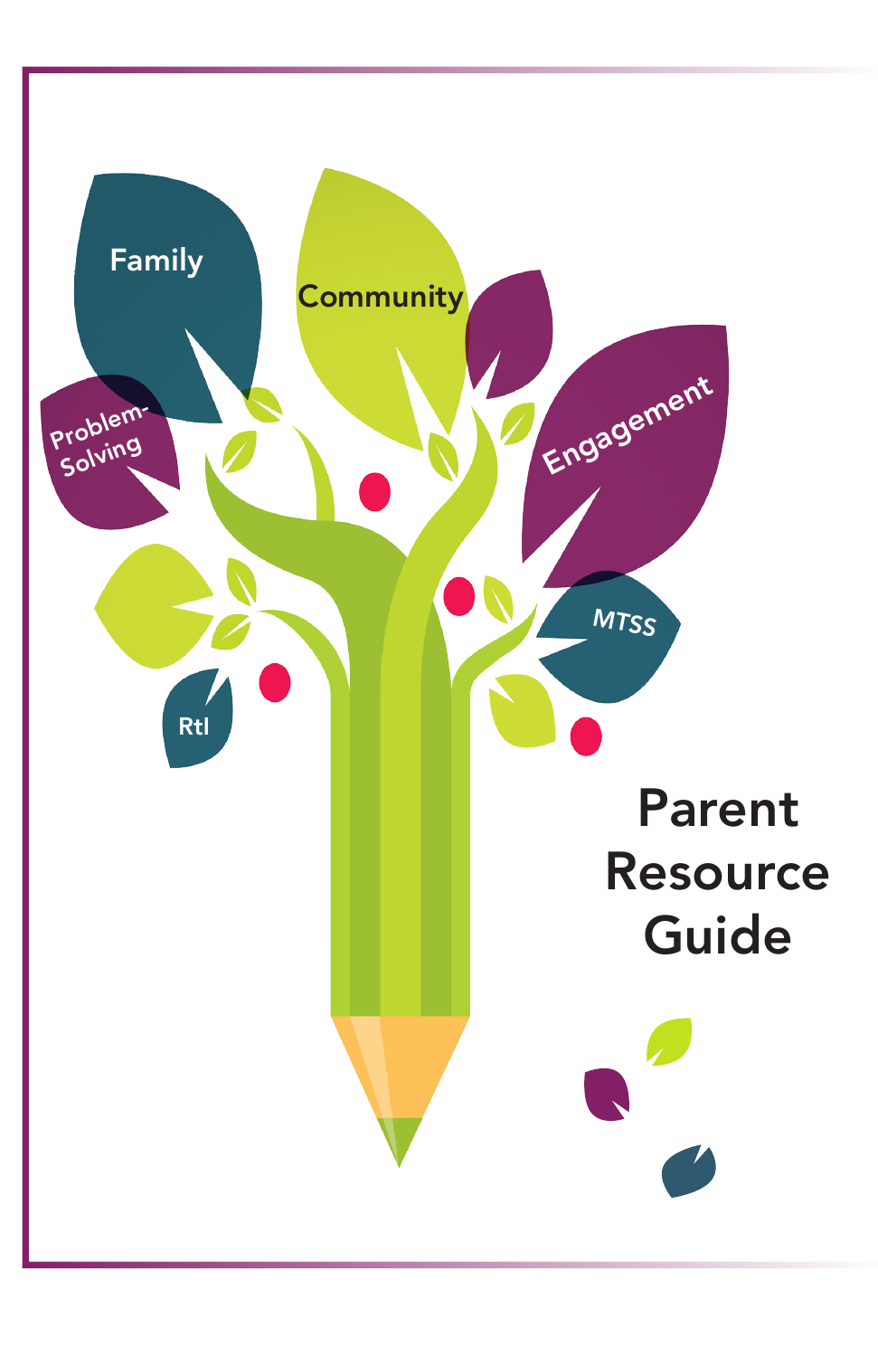Family

Community

Problem-Solving

Engagement

MTSS

RtI

# Parent Resource Guide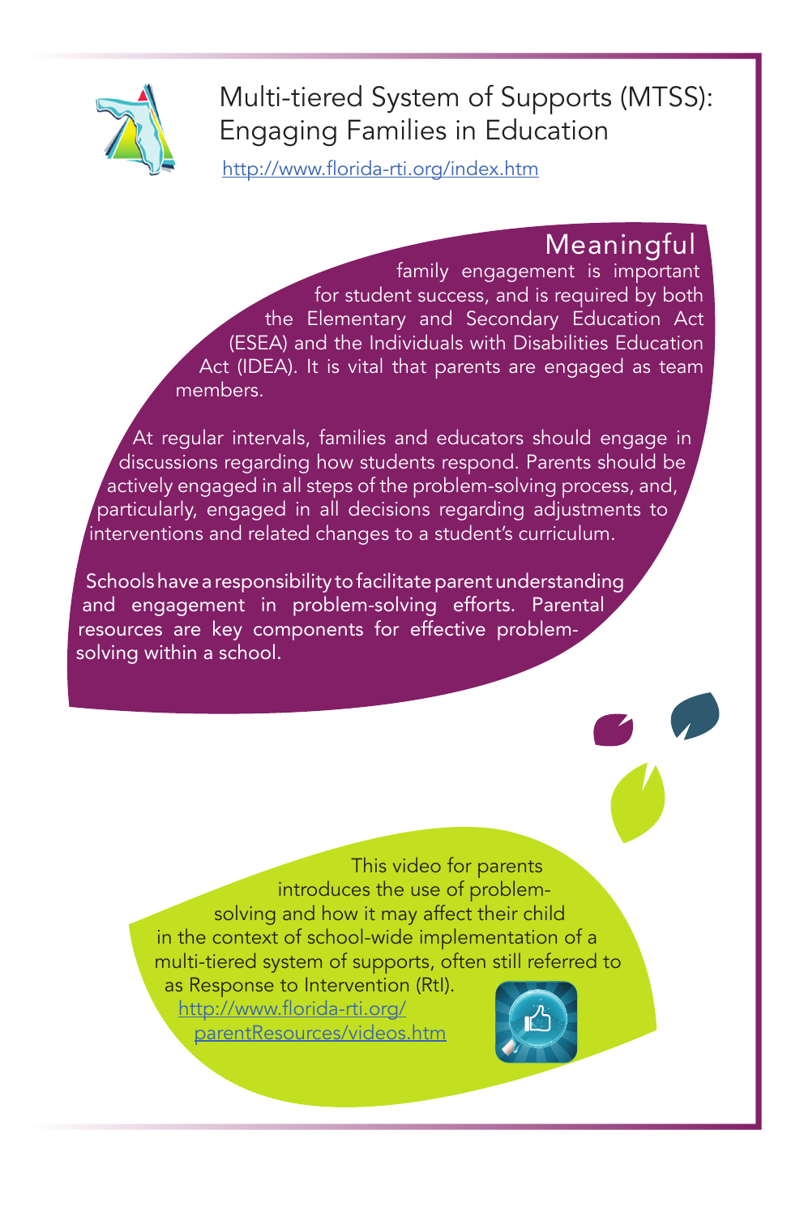# Multi-tiered System of Supports (MTSS): Engaging Families in Education

http://www.florida-rti.org/index.htm

Meaningful family engagement is important for student success, and is required by both the Elementary and Secondary Education Act (ESEA) and the Individuals with Disabilities Education Act (IDEA). It is vital that parents are engaged as team members.

At regular intervals, families and educators should engage in discussions regarding how students respond. Parents should be actively engaged in all steps of the problem-solving process, and, particularly, engaged in all decisions regarding adjustments to interventions and related changes to a student's curriculum.

Schools have a responsibility to facilitate parent understanding and engagement in problem-solving efforts. Parental resources are key components for effective problem-solving within a school.

This video for parents introduces the use of problem-solving and how it may affect their child in the context of school-wide implementation of a multi-tiered system of supports, often still referred to as Response to Intervention (RtI).
http://www.florida-rti.org/parentResources/videos.htm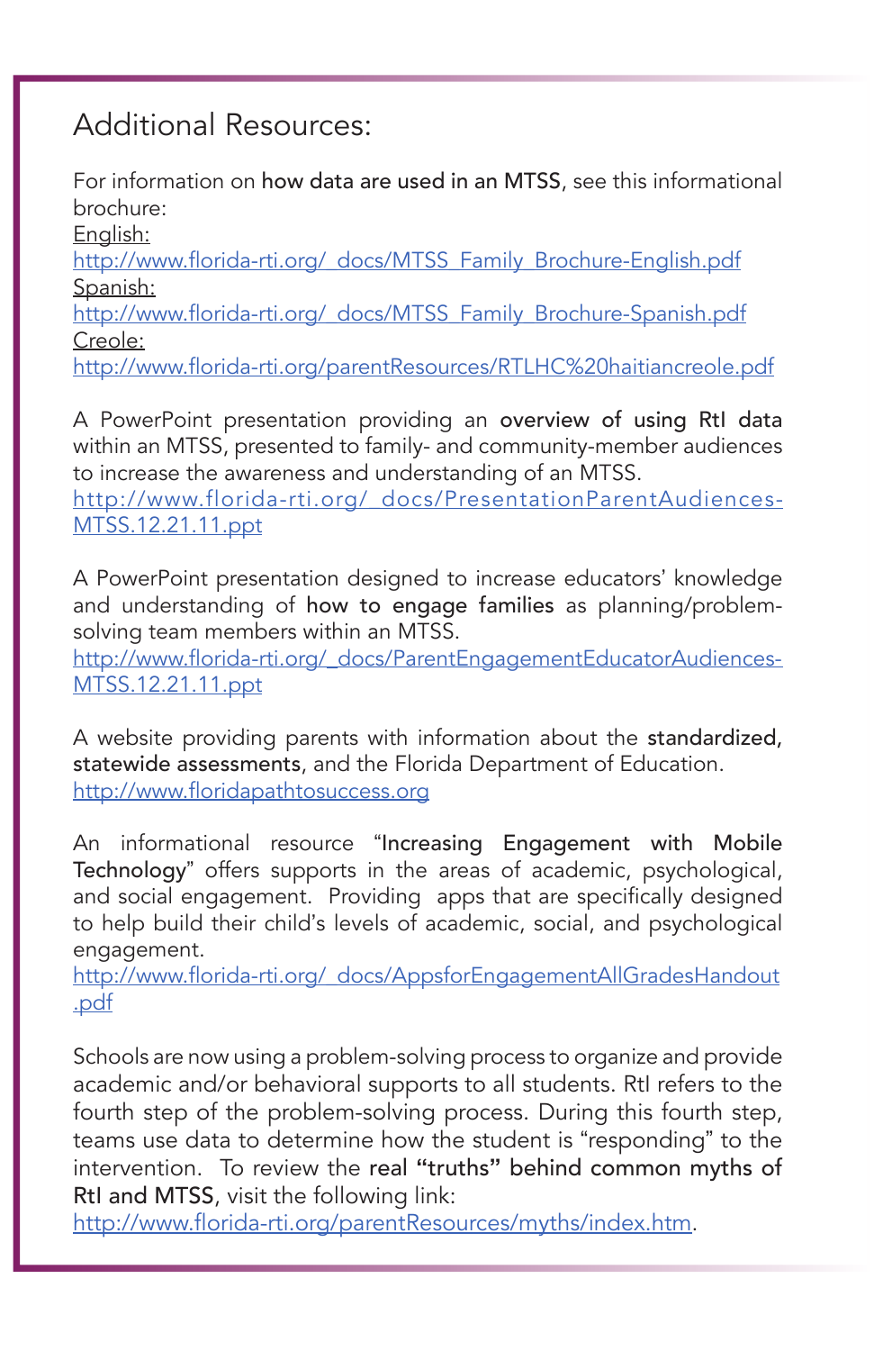## Additional Resources:

For information on **how data are used in an MTSS**, see this informational brochure:

English:
http://www.florida-rti.org/_docs/MTSS_Family_Brochure-English.pdf

Spanish:
http://www.florida-rti.org/_docs/MTSS_Family_Brochure-Spanish.pdf

Creole:
http://www.florida-rti.org/parentResources/RTLHC%20haitiancreole.pdf

A PowerPoint presentation providing an **overview of using RtI data** within an MTSS, presented to family- and community-member audiences to increase the awareness and understanding of an MTSS.
http://www.florida-rti.org/_docs/PresentationParentAudiences-MTSS.12.21.11.ppt

A PowerPoint presentation designed to increase educators' knowledge and understanding of **how to engage families** as planning/problem-solving team members within an MTSS.
http://www.florida-rti.org/_docs/ParentEngagementEducatorAudiences-MTSS.12.21.11.ppt

A website providing parents with information about the **standardized, statewide assessments**, and the Florida Department of Education.
http://www.floridapathtosuccess.org

An informational resource "**Increasing Engagement with Mobile Technology**" offers supports in the areas of academic, psychological, and social engagement. Providing apps that are specifically designed to help build their child's levels of academic, social, and psychological engagement.
http://www.florida-rti.org/_docs/AppsforEngagementAllGradesHandout.pdf

Schools are now using a problem-solving process to organize and provide academic and/or behavioral supports to all students. RtI refers to the fourth step of the problem-solving process. During this fourth step, teams use data to determine how the student is "responding" to the intervention. To review the **real "truths" behind common myths of RtI and MTSS**, visit the following link:
http://www.florida-rti.org/parentResources/myths/index.htm.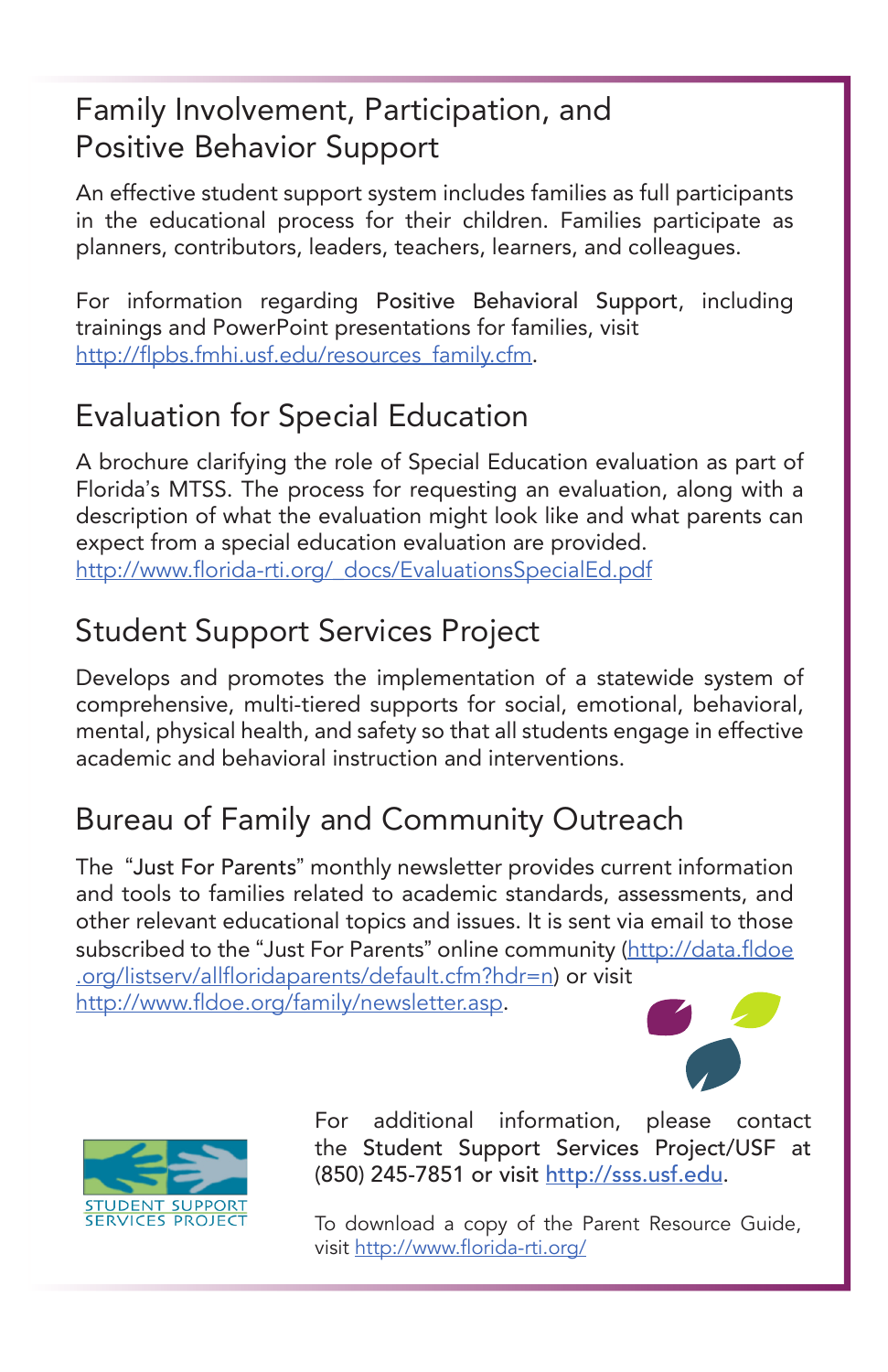## Family Involvement, Participation, and Positive Behavior Support

An effective student support system includes families as full participants in the educational process for their children. Families participate as planners, contributors, leaders, teachers, learners, and colleagues.

For information regarding Positive Behavioral Support, including trainings and PowerPoint presentations for families, visit http://flpbs.fmhi.usf.edu/resources_family.cfm.

## Evaluation for Special Education

A brochure clarifying the role of Special Education evaluation as part of Florida's MTSS. The process for requesting an evaluation, along with a description of what the evaluation might look like and what parents can expect from a special education evaluation are provided.
http://www.florida-rti.org/_docs/EvaluationsSpecialEd.pdf

## Student Support Services Project

Develops and promotes the implementation of a statewide system of comprehensive, multi-tiered supports for social, emotional, behavioral, mental, physical health, and safety so that all students engage in effective academic and behavioral instruction and interventions.

## Bureau of Family and Community Outreach

The "Just For Parents" monthly newsletter provides current information and tools to families related to academic standards, assessments, and other relevant educational topics and issues. It is sent via email to those subscribed to the "Just For Parents" online community (http://data.fldoe.org/listserv/allfloridaparents/default.cfm?hdr=n) or visit http://www.fldoe.org/family/newsletter.asp.

STUDENT SUPPORT SERVICES PROJECT

For additional information, please contact the Student Support Services Project/USF at (850) 245-7851 or visit http://sss.usf.edu.

To download a copy of the Parent Resource Guide, visit http://www.florida-rti.org/